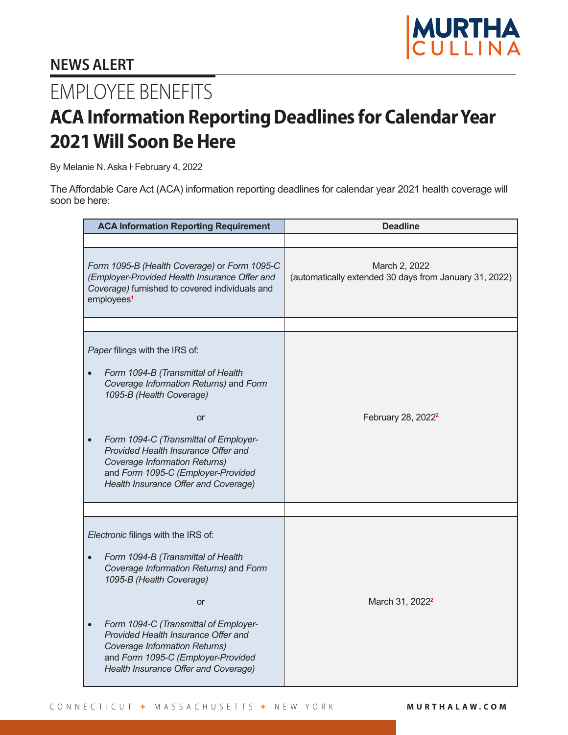NEWS ALERT

EMPLOYEE BENEFITS

# ACA Information Reporting Deadlines for Calendar Year 2021 Will Soon Be Here

By Melanie N. Aska | February 4, 2022

The Affordable Care Act (ACA) information reporting deadlines for calendar year 2021 health coverage will soon be here:

| ACA Information Reporting Requirement | Deadline |
|---|---|
| *Form 1095-B (Health Coverage)* or *Form 1095-C (Employer-Provided Health Insurance Offer and Coverage)* furnished to covered individuals and employees[1] | March 2, 2022<br>(automatically extended 30 days from January 31, 2022) |
| *Paper* filings with the IRS of:<br>• *Form 1094-B (Transmittal of Health Coverage Information Returns)* and *Form 1095-B (Health Coverage)*<br>or<br>• *Form 1094-C (Transmittal of Employer-Provided Health Insurance Offer and Coverage Information Returns)* and *Form 1095-C (Employer-Provided Health Insurance Offer and Coverage)* | February 28, 2022[2] |
| *Electronic* filings with the IRS of:<br>• *Form 1094-B (Transmittal of Health Coverage Information Returns)* and *Form 1095-B (Health Coverage)*<br>or<br>• *Form 1094-C (Transmittal of Employer-Provided Health Insurance Offer and Coverage Information Returns)* and *Form 1095-C (Employer-Provided Health Insurance Offer and Coverage)* | March 31, 2022[2] |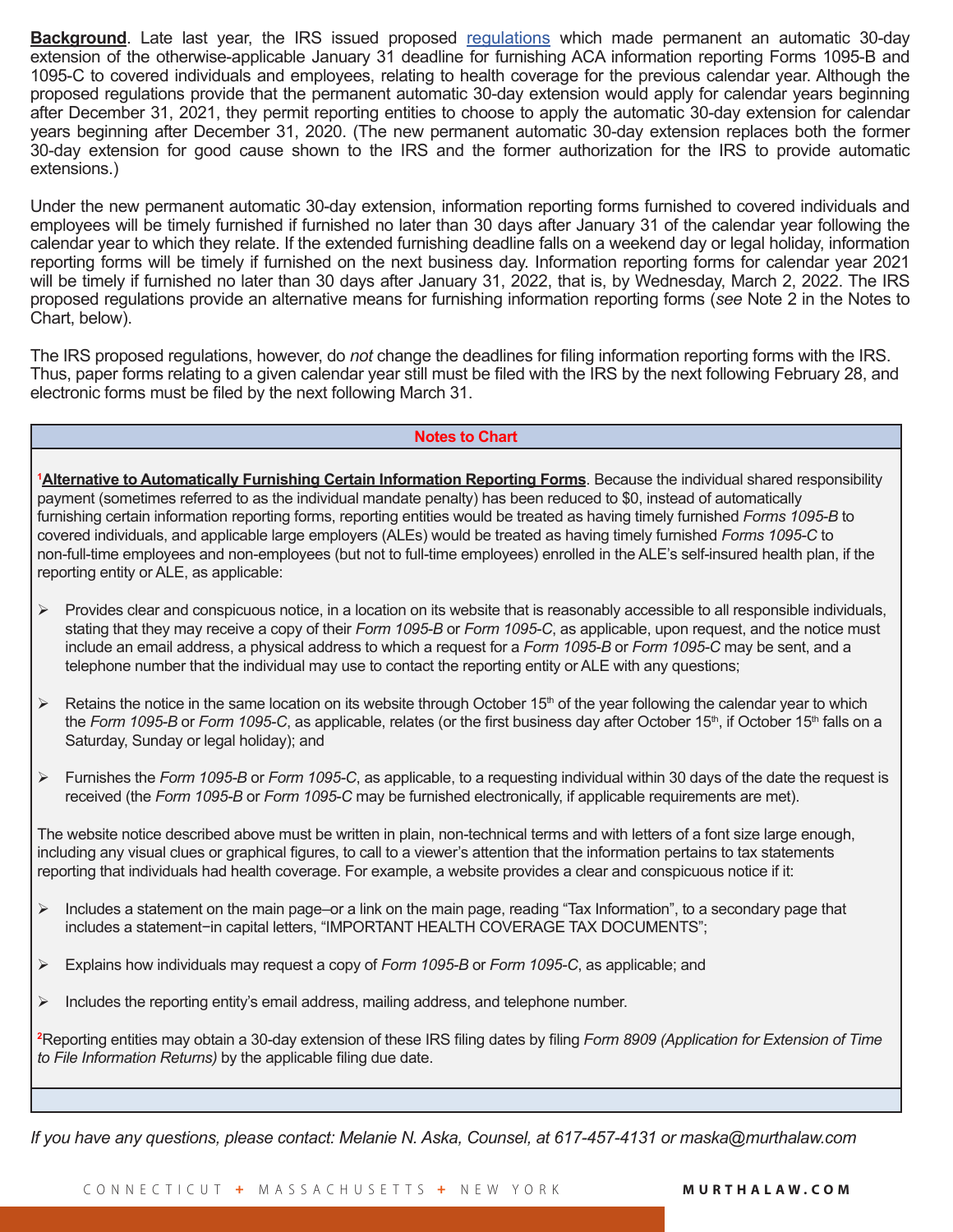**Background**. Late last year, the IRS issued proposed regulations which made permanent an automatic 30-day extension of the otherwise-applicable January 31 deadline for furnishing ACA information reporting Forms 1095-B and 1095-C to covered individuals and employees, relating to health coverage for the previous calendar year. Although the proposed regulations provide that the permanent automatic 30-day extension would apply for calendar years beginning after December 31, 2021, they permit reporting entities to choose to apply the automatic 30-day extension for calendar years beginning after December 31, 2020. (The new permanent automatic 30-day extension replaces both the former 30-day extension for good cause shown to the IRS and the former authorization for the IRS to provide automatic extensions.)

Under the new permanent automatic 30-day extension, information reporting forms furnished to covered individuals and employees will be timely furnished if furnished no later than 30 days after January 31 of the calendar year following the calendar year to which they relate. If the extended furnishing deadline falls on a weekend day or legal holiday, information reporting forms will be timely if furnished on the next business day. Information reporting forms for calendar year 2021 will be timely if furnished no later than 30 days after January 31, 2022, that is, by Wednesday, March 2, 2022. The IRS proposed regulations provide an alternative means for furnishing information reporting forms (*see* Note 2 in the Notes to Chart, below).

The IRS proposed regulations, however, do *not* change the deadlines for filing information reporting forms with the IRS. Thus, paper forms relating to a given calendar year still must be filed with the IRS by the next following February 28, and electronic forms must be filed by the next following March 31.

## Notes to Chart

[1]**Alternative to Automatically Furnishing Certain Information Reporting Forms**. Because the individual shared responsibility payment (sometimes referred to as the individual mandate penalty) has been reduced to $0, instead of automatically furnishing certain information reporting forms, reporting entities would be treated as having timely furnished *Forms 1095-B* to covered individuals, and applicable large employers (ALEs) would be treated as having timely furnished *Forms 1095-C* to non-full-time employees and non-employees (but not to full-time employees) enrolled in the ALE's self-insured health plan, if the reporting entity or ALE, as applicable:

- Provides clear and conspicuous notice, in a location on its website that is reasonably accessible to all responsible individuals, stating that they may receive a copy of their *Form 1095-B* or *Form 1095-C*, as applicable, upon request, and the notice must include an email address, a physical address to which a request for a *Form 1095-B* or *Form 1095-C* may be sent, and a telephone number that the individual may use to contact the reporting entity or ALE with any questions;
- Retains the notice in the same location on its website through October 15th of the year following the calendar year to which the *Form 1095-B* or *Form 1095-C*, as applicable, relates (or the first business day after October 15th, if October 15th falls on a Saturday, Sunday or legal holiday); and
- Furnishes the *Form 1095-B* or *Form 1095-C*, as applicable, to a requesting individual within 30 days of the date the request is received (the *Form 1095-B* or *Form 1095-C* may be furnished electronically, if applicable requirements are met).

The website notice described above must be written in plain, non-technical terms and with letters of a font size large enough, including any visual clues or graphical figures, to call to a viewer's attention that the information pertains to tax statements reporting that individuals had health coverage. For example, a website provides a clear and conspicuous notice if it:

- Includes a statement on the main page–or a link on the main page, reading "Tax Information", to a secondary page that includes a statement−in capital letters, "IMPORTANT HEALTH COVERAGE TAX DOCUMENTS";
- Explains how individuals may request a copy of *Form 1095-B* or *Form 1095-C*, as applicable; and
- Includes the reporting entity's email address, mailing address, and telephone number.

[2]Reporting entities may obtain a 30-day extension of these IRS filing dates by filing *Form 8909 (Application for Extension of Time to File Information Returns)* by the applicable filing due date.

*If you have any questions, please contact: Melanie N. Aska, Counsel, at 617-457-4131 or maska@murthalaw.com*

CONNECTICUT + MASSACHUSETTS + NEW YORK **MURTHALAW.COM**